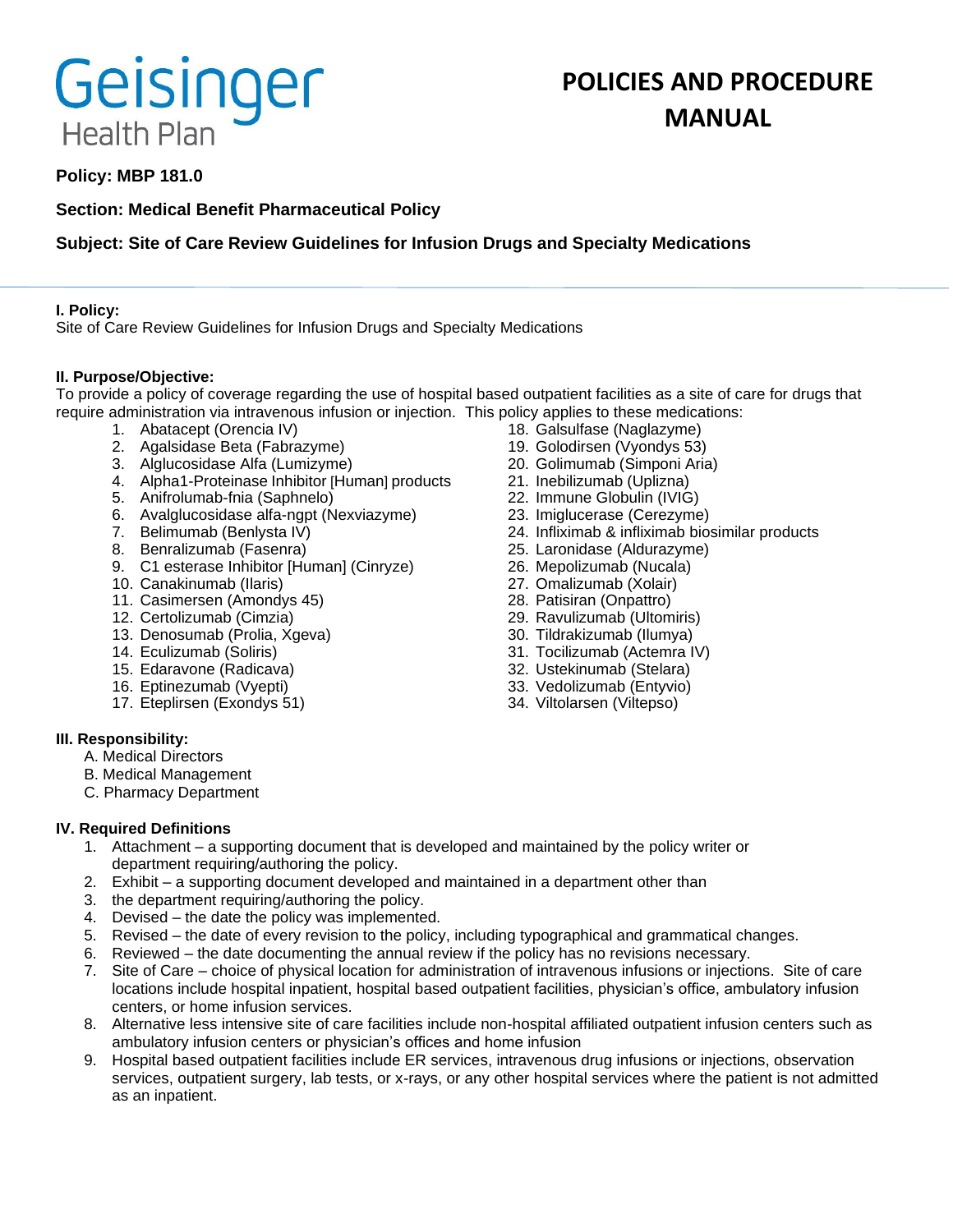# Geisinger Health Plan

# POLICIES AND PROCEDURE MANUAL

**Policy: MBP 181.0**

**Section: Medical Benefit Pharmaceutical Policy**

**Subject: Site of Care Review Guidelines for Infusion Drugs and Specialty Medications**

---

**I. Policy:**

Site of Care Review Guidelines for Infusion Drugs and Specialty Medications

**II. Purpose/Objective:**

To provide a policy of coverage regarding the use of hospital based outpatient facilities as a site of care for drugs that require administration via intravenous infusion or injection. This policy applies to these medications:

1. Abatacept (Orencia IV)
2. Agalsidase Beta (Fabrazyme)
3. Alglucosidase Alfa (Lumizyme)
4. Alpha1-Proteinase Inhibitor [Human] products
5. Anifrolumab-fnia (Saphnelo)
6. Avalglucosidase alfa-ngpt (Nexviazyme)
7. Belimumab (Benlysta IV)
8. Benralizumab (Fasenra)
9. C1 esterase Inhibitor [Human] (Cinryze)
10. Canakinumab (Ilaris)
11. Casimersen (Amondys 45)
12. Certolizumab (Cimzia)
13. Denosumab (Prolia, Xgeva)
14. Eculizumab (Soliris)
15. Edaravone (Radicava)
16. Eptinezumab (Vyepti)
17. Eteplirsen (Exondys 51)
18. Galsulfase (Naglazyme)
19. Golodirsen (Vyondys 53)
20. Golimumab (Simponi Aria)
21. Inebilizumab (Uplizna)
22. Immune Globulin (IVIG)
23. Imiglucerase (Cerezyme)
24. Infliximab & infliximab biosimilar products
25. Laronidase (Aldurazyme)
26. Mepolizumab (Nucala)
27. Omalizumab (Xolair)
28. Patisiran (Onpattro)
29. Ravulizumab (Ultomiris)
30. Tildrakizumab (Ilumya)
31. Tocilizumab (Actemra IV)
32. Ustekinumab (Stelara)
33. Vedolizumab (Entyvio)
34. Viltolarsen (Viltepso)

**III. Responsibility:**

A. Medical Directors
B. Medical Management
C. Pharmacy Department

**IV. Required Definitions**

1. Attachment – a supporting document that is developed and maintained by the policy writer or department requiring/authoring the policy.
2. Exhibit – a supporting document developed and maintained in a department other than
3. the department requiring/authoring the policy.
4. Devised – the date the policy was implemented.
5. Revised – the date of every revision to the policy, including typographical and grammatical changes.
6. Reviewed – the date documenting the annual review if the policy has no revisions necessary.
7. Site of Care – choice of physical location for administration of intravenous infusions or injections. Site of care locations include hospital inpatient, hospital based outpatient facilities, physician's office, ambulatory infusion centers, or home infusion services.
8. Alternative less intensive site of care facilities include non-hospital affiliated outpatient infusion centers such as ambulatory infusion centers or physician's offices and home infusion
9. Hospital based outpatient facilities include ER services, intravenous drug infusions or injections, observation services, outpatient surgery, lab tests, or x-rays, or any other hospital services where the patient is not admitted as an inpatient.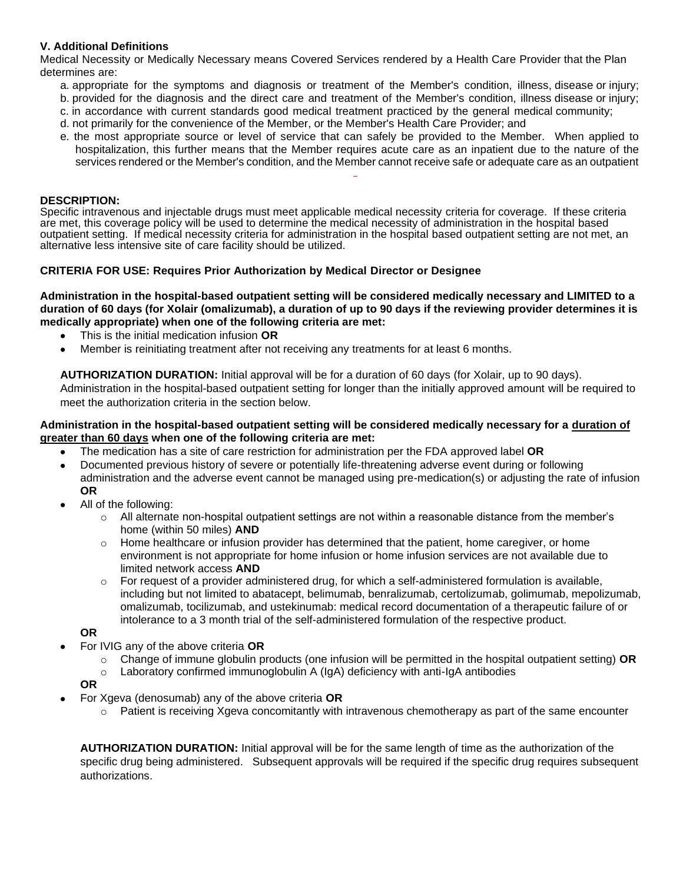**V. Additional Definitions**

Medical Necessity or Medically Necessary means Covered Services rendered by a Health Care Provider that the Plan determines are:

a. appropriate for the symptoms and diagnosis or treatment of the Member's condition, illness, disease or injury;
b. provided for the diagnosis and the direct care and treatment of the Member's condition, illness disease or injury;
c. in accordance with current standards good medical treatment practiced by the general medical community;
d. not primarily for the convenience of the Member, or the Member's Health Care Provider; and
e. the most appropriate source or level of service that can safely be provided to the Member. When applied to hospitalization, this further means that the Member requires acute care as an inpatient due to the nature of the services rendered or the Member's condition, and the Member cannot receive safe or adequate care as an outpatient

**DESCRIPTION:**

Specific intravenous and injectable drugs must meet applicable medical necessity criteria for coverage. If these criteria are met, this coverage policy will be used to determine the medical necessity of administration in the hospital based outpatient setting. If medical necessity criteria for administration in the hospital based outpatient setting are not met, an alternative less intensive site of care facility should be utilized.

**CRITERIA FOR USE: Requires Prior Authorization by Medical Director or Designee**

**Administration in the hospital-based outpatient setting will be considered medically necessary and LIMITED to a duration of 60 days (for Xolair (omalizumab), a duration of up to 90 days if the reviewing provider determines it is medically appropriate) when one of the following criteria are met:**

- This is the initial medication infusion **OR**
- Member is reinitiating treatment after not receiving any treatments for at least 6 months.

**AUTHORIZATION DURATION:** Initial approval will be for a duration of 60 days (for Xolair, up to 90 days). Administration in the hospital-based outpatient setting for longer than the initially approved amount will be required to meet the authorization criteria in the section below.

**Administration in the hospital-based outpatient setting will be considered medically necessary for a <u>duration of greater than 60 days</u> when one of the following criteria are met:**

- The medication has a site of care restriction for administration per the FDA approved label **OR**
- Documented previous history of severe or potentially life-threatening adverse event during or following administration and the adverse event cannot be managed using pre-medication(s) or adjusting the rate of infusion **OR**
- All of the following:
  - All alternate non-hospital outpatient settings are not within a reasonable distance from the member's home (within 50 miles) **AND**
  - Home healthcare or infusion provider has determined that the patient, home caregiver, or home environment is not appropriate for home infusion or home infusion services are not available due to limited network access **AND**
  - For request of a provider administered drug, for which a self-administered formulation is available, including but not limited to abatacept, belimumab, benralizumab, certolizumab, golimumab, mepolizumab, omalizumab, tocilizumab, and ustekinumab: medical record documentation of a therapeutic failure of or intolerance to a 3 month trial of the self-administered formulation of the respective product.

  **OR**
- For IVIG any of the above criteria **OR**
  - Change of immune globulin products (one infusion will be permitted in the hospital outpatient setting) **OR**
  - Laboratory confirmed immunoglobulin A (IgA) deficiency with anti-IgA antibodies

  **OR**
- For Xgeva (denosumab) any of the above criteria **OR**
  - Patient is receiving Xgeva concomitantly with intravenous chemotherapy as part of the same encounter

**AUTHORIZATION DURATION:** Initial approval will be for the same length of time as the authorization of the specific drug being administered. Subsequent approvals will be required if the specific drug requires subsequent authorizations.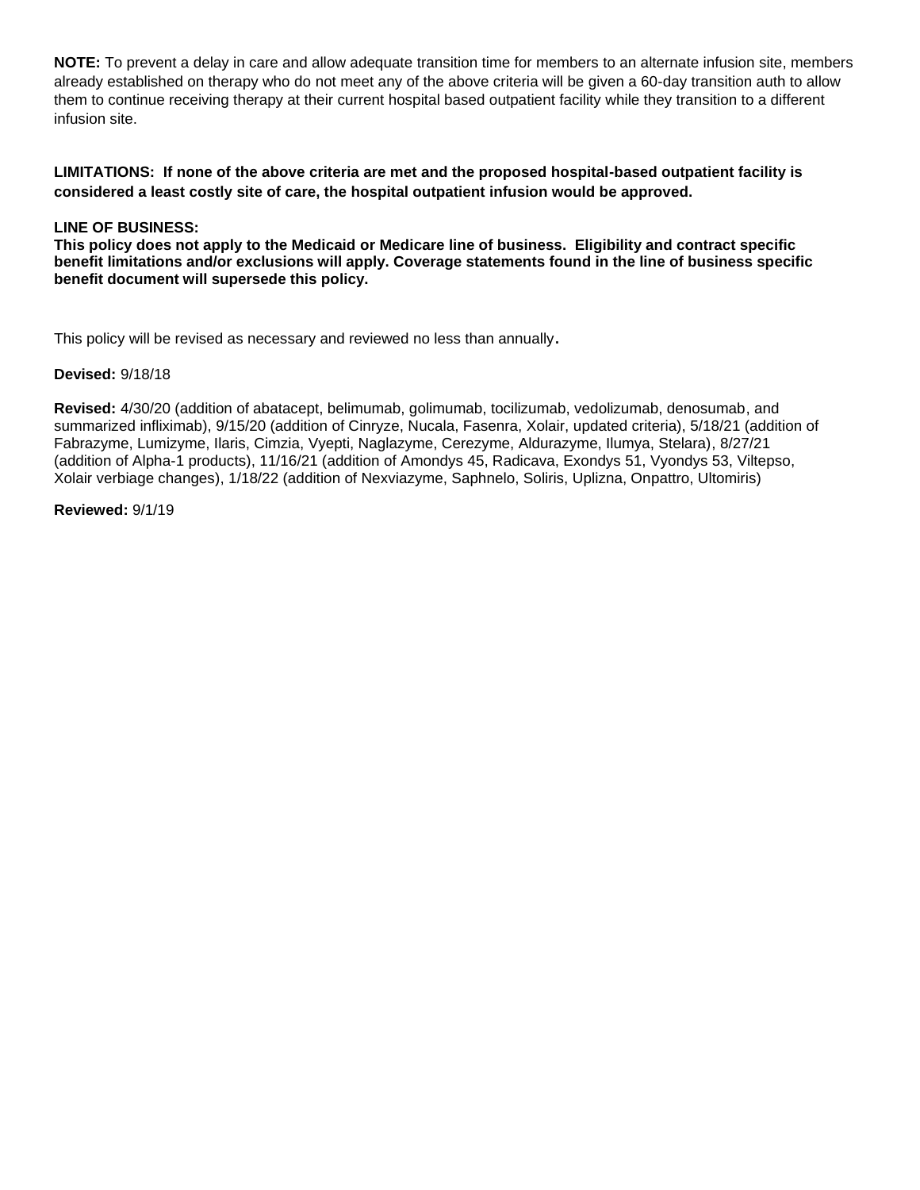**NOTE:** To prevent a delay in care and allow adequate transition time for members to an alternate infusion site, members already established on therapy who do not meet any of the above criteria will be given a 60-day transition auth to allow them to continue receiving therapy at their current hospital based outpatient facility while they transition to a different infusion site.

**LIMITATIONS: If none of the above criteria are met and the proposed hospital-based outpatient facility is considered a least costly site of care, the hospital outpatient infusion would be approved.**

**LINE OF BUSINESS:**
**This policy does not apply to the Medicaid or Medicare line of business. Eligibility and contract specific benefit limitations and/or exclusions will apply. Coverage statements found in the line of business specific benefit document will supersede this policy.**

This policy will be revised as necessary and reviewed no less than annually.

**Devised:** 9/18/18

**Revised:** 4/30/20 (addition of abatacept, belimumab, golimumab, tocilizumab, vedolizumab, denosumab, and summarized infliximab), 9/15/20 (addition of Cinryze, Nucala, Fasenra, Xolair, updated criteria), 5/18/21 (addition of Fabrazyme, Lumizyme, Ilaris, Cimzia, Vyepti, Naglazyme, Cerezyme, Aldurazyme, Ilumya, Stelara), 8/27/21 (addition of Alpha-1 products), 11/16/21 (addition of Amondys 45, Radicava, Exondys 51, Vyondys 53, Viltepso, Xolair verbiage changes), 1/18/22 (addition of Nexviazyme, Saphnelo, Soliris, Uplizna, Onpattro, Ultomiris)

**Reviewed:** 9/1/19